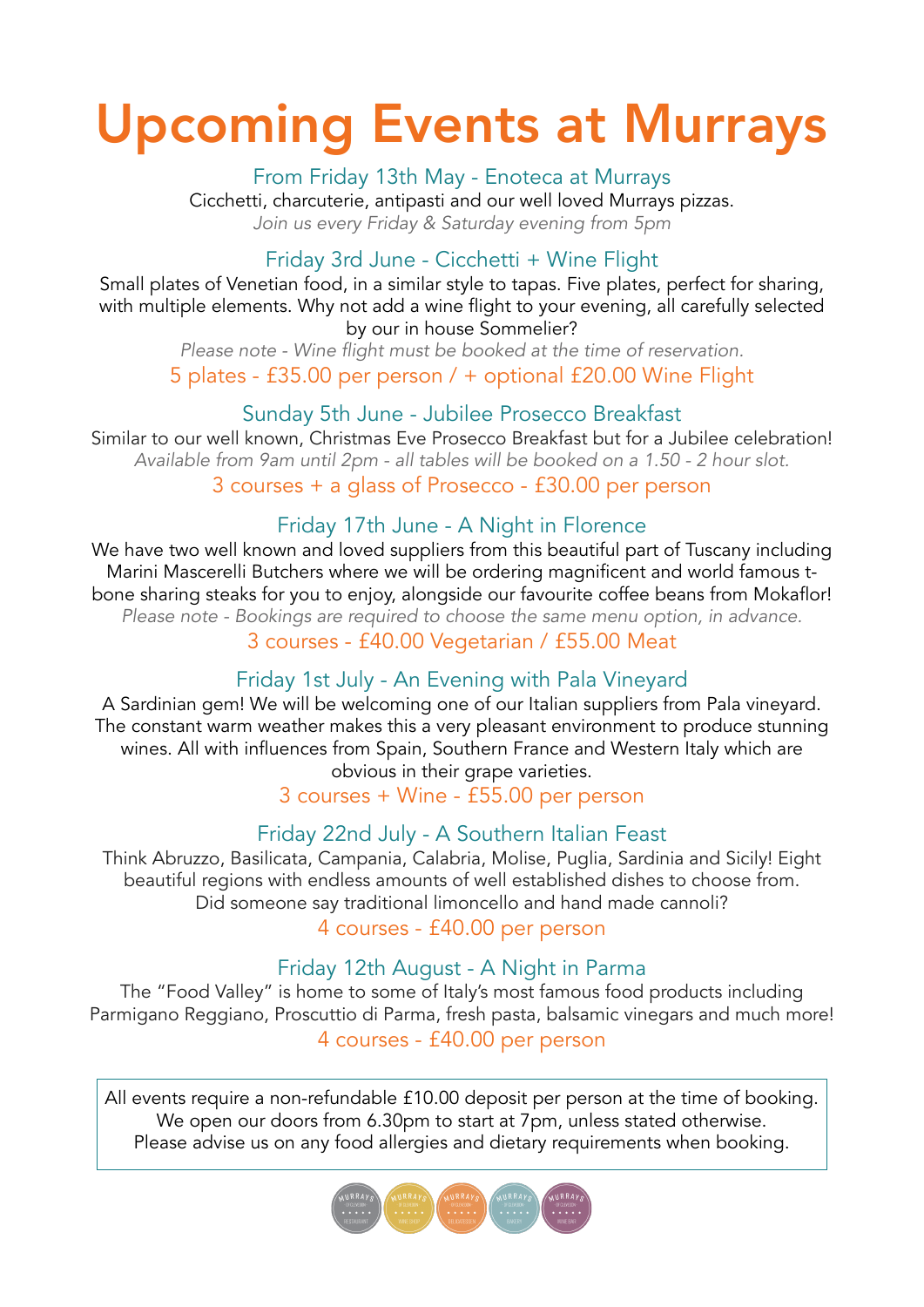# Upcoming Events at Murrays

## From Friday 13th May - Enoteca at Murrays

Cicchetti, charcuterie, antipasti and our well loved Murrays pizzas.

*Join us every Friday & Saturday evening from 5pm*

## Friday 3rd June - Cicchetti + Wine Flight

Small plates of Venetian food, in a similar style to tapas. Five plates, perfect for sharing, with multiple elements. Why not add a wine flight to your evening, all carefully selected by our in house Sommelier?

*Please note - Wine flight must be booked at the time of reservation.*

5 plates - £35.00 per person / + optional £20.00 Wine Flight

## Sunday 5th June - Jubilee Prosecco Breakfast

Similar to our well known, Christmas Eve Prosecco Breakfast but for a Jubilee celebration!

*Available from 9am until 2pm - all tables will be booked on a 1.50 - 2 hour slot.*

3 courses + a glass of Prosecco - £30.00 per person

## Friday 17th June - A Night in Florence

We have two well known and loved suppliers from this beautiful part of Tuscany including Marini Mascerelli Butchers where we will be ordering magnificent and world famous t-bone sharing steaks for you to enjoy, alongside our favourite coffee beans from Mokaflor!

*Please note - Bookings are required to choose the same menu option, in advance.*

3 courses - £40.00 Vegetarian / £55.00 Meat

## Friday 1st July - An Evening with Pala Vineyard

A Sardinian gem! We will be welcoming one of our Italian suppliers from Pala vineyard. The constant warm weather makes this a very pleasant environment to produce stunning wines. All with influences from Spain, Southern France and Western Italy which are obvious in their grape varieties.

3 courses + Wine - £55.00 per person

## Friday 22nd July - A Southern Italian Feast

Think Abruzzo, Basilicata, Campania, Calabria, Molise, Puglia, Sardinia and Sicily! Eight beautiful regions with endless amounts of well established dishes to choose from. Did someone say traditional limoncello and hand made cannoli?

4 courses - £40.00 per person

## Friday 12th August - A Night in Parma

The "Food Valley" is home to some of Italy's most famous food products including Parmigano Reggiano, Proscuttio di Parma, fresh pasta, balsamic vinegars and much more!

4 courses - £40.00 per person

All events require a non-refundable £10.00 deposit per person at the time of booking.
We open our doors from 6.30pm to start at 7pm, unless stated otherwise.
Please advise us on any food allergies and dietary requirements when booking.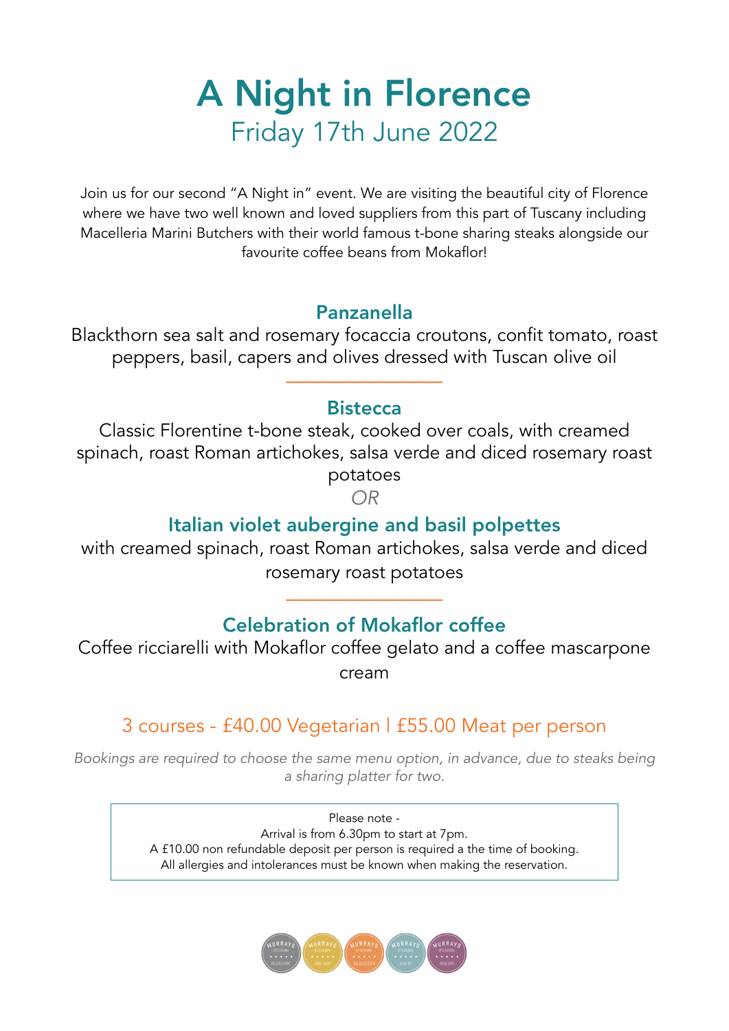# A Night in Florence

## Friday 17th June 2022

Join us for our second "A Night in" event. We are visiting the beautiful city of Florence where we have two well known and loved suppliers from this part of Tuscany including Macelleria Marini Butchers with their world famous t-bone sharing steaks alongside our favourite coffee beans from Mokaflor!

### Panzanella

Blackthorn sea salt and rosemary focaccia croutons, confit tomato, roast peppers, basil, capers and olives dressed with Tuscan olive oil

---

### Bistecca

Classic Florentine t-bone steak, cooked over coals, with creamed spinach, roast Roman artichokes, salsa verde and diced rosemary roast potatoes

*OR*

### Italian violet aubergine and basil polpettes

with creamed spinach, roast Roman artichokes, salsa verde and diced rosemary roast potatoes

---

### Celebration of Mokaflor coffee

Coffee ricciarelli with Mokaflor coffee gelato and a coffee mascarpone cream

3 courses - £40.00 Vegetarian | £55.00 Meat per person

*Bookings are required to choose the same menu option, in advance, due to steaks being a sharing platter for two.*

Please note -
Arrival is from 6.30pm to start at 7pm.
A £10.00 non refundable deposit per person is required a the time of booking.
All allergies and intolerances must be known when making the reservation.